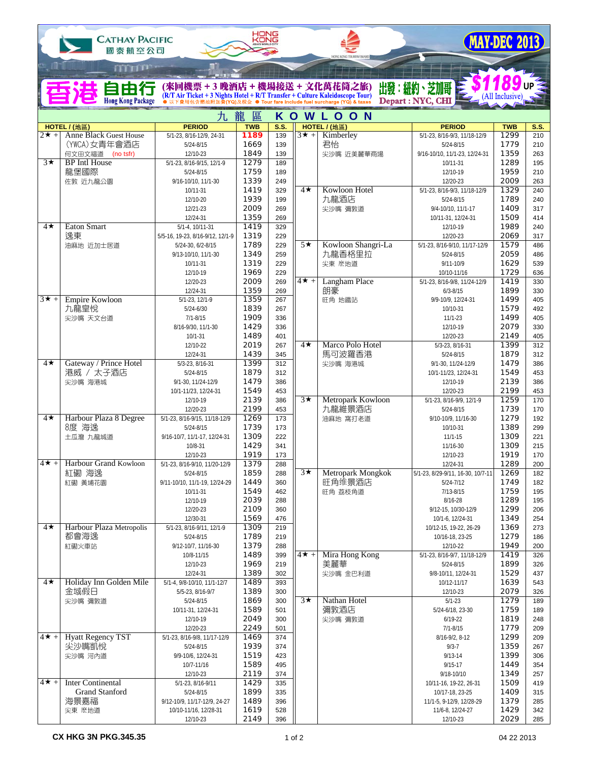CATHAY PACIFIC 國泰航空公司

HONG KONG ASIA'S WORLD CITY

HONG KONG TOURISM BOARD

**MAY-DEC 2013**

# 香港自由行 Hong Kong Package

**(來回機票 + 3 晚酒店 + 機場接送 + 文化萬花筒之旅)**
**(R/T Air Ticket + 3 Nights Hotel + R/T Transfer + Culture Kaleidoscope Tour)**
● 以下費用包含燃油附加費(YQ)及稅金 ● Tour fare include fuel surcharge (YQ) & taxes

**出發：紐約、芝加哥 Depart : NYC, CHI**

**$1189 UP (All Inclusive)**

## 九龍區 KOWLOON

| HOTEL / (地區) | | PERIOD | TWB | S.S. |
|---|---|---|---|---|
| 2★ + | Anne Black Guest House | 5/1-23, 8/16-12/9, 24-31 | **1189** | 139 |
| | (YWCA) 女青年會酒店 | 5/24-8/15 | 1669 | 139 |
| | 何文田文福道 (no tsfr) | 12/10-23 | 1849 | 139 |
| 3★ | BP Intl House | 5/1-23, 8/16-9/15, 12/1-9 | 1279 | 189 |
| | 龍堡國際 | 5/24-8/15 | 1759 | 189 |
| | 佐敦 近九龍公園 | 9/16-10/10, 11/1-30 | 1339 | 249 |
| | | 10/11-31 | 1419 | 329 |
| | | 12/10-20 | 1939 | 199 |
| | | 12/21-23 | 2009 | 269 |
| | | 12/24-31 | 1359 | 269 |
| 4★ | Eaton Smart | 5/1-4, 10/11-31 | 1419 | 329 |
| | 逸東 | 5/5-16, 19-23, 8/16-9/12, 12/1-9 | 1319 | 229 |
| | 油麻地 近加士居道 | 5/24-30, 6/2-8/15 | 1789 | 229 |
| | | 9/13-10/10, 11/1-30 | 1349 | 259 |
| | | 10/11-31 | 1319 | 229 |
| | | 12/10-19 | 1969 | 229 |
| | | 12/20-23 | 2009 | 269 |
| | | 12/24-31 | 1359 | 269 |
| 3★ + | Empire Kowloon | 5/1-23, 12/1-9 | 1359 | 267 |
| | 九龍皇悅 | 5/24-6/30 | 1839 | 267 |
| | 尖沙嘴 天文台道 | 7/1-8/15 | 1909 | 336 |
| | | 8/16-9/30, 11/1-30 | 1429 | 336 |
| | | 10/1-31 | 1489 | 401 |
| | | 12/10-22 | 2019 | 267 |
| | | 12/24-31 | 1439 | 345 |
| 4★ | Gateway / Prince Hotel | 5/3-23, 8/16-31 | 1399 | 312 |
| | 港威 / 太子酒店 | 5/24-8/15 | 1879 | 312 |
| | 尖沙嘴 海港城 | 9/1-30, 11/24-12/9 | 1479 | 386 |
| | | 10/1-11/23, 12/24-31 | 1549 | 453 |
| | | 12/10-19 | 2139 | 386 |
| | | 12/20-23 | 2199 | 453 |
| 4★ | Harbour Plaza 8 Degree | 5/1-23, 8/16-9/15, 11/18-12/9 | 1269 | 173 |
| | 8度 海逸 | 5/24-8/15 | 1739 | 173 |
| | 土瓜灣 九龍城道 | 9/16-10/7, 11/1-17, 12/24-31 | 1309 | 222 |
| | | 10/8-31 | 1429 | 341 |
| | | 12/10-23 | 1919 | 173 |
| 4★ + | Harbour Grand Kowloon | 5/1-23, 8/16-9/10, 11/20-12/9 | 1379 | 288 |
| | 紅磡 海逸 | 5/24-8/15 | 1859 | 288 |
| | 紅磡 黃埔花園 | 9/11-10/10, 11/1-19, 12/24-29 | 1449 | 360 |
| | | 10/11-31 | 1549 | 462 |
| | | 12/10-19 | 2039 | 288 |
| | | 12/20-23 | 2109 | 360 |
| | | 12/30-31 | 1569 | 476 |
| 4★ | Harbour Plaza Metropolis | 5/1-23, 8/16-9/11, 12/1-9 | 1309 | 219 |
| | 都會海逸 | 5/24-8/15 | 1789 | 219 |
| | 紅磡火車站 | 9/12-10/7, 11/16-30 | 1379 | 288 |
| | | 10/8-11/15 | 1489 | 399 |
| | | 12/10-23 | 1969 | 219 |
| | | 12/24-31 | 1389 | 302 |
| 4★ | Holiday Inn Golden Mile | 5/1-4, 9/8-10/10, 11/1-12/7 | 1489 | 393 |
| | 金域假日 | 5/5-23, 8/16-9/7 | 1389 | 300 |
| | 尖沙嘴 彌敦道 | 5/24-8/15 | 1869 | 300 |
| | | 10/11-31, 12/24-31 | 1589 | 501 |
| | | 12/10-19 | 2049 | 300 |
| | | 12/20-23 | 2249 | 501 |
| 4★ + | Hyatt Regency TST | 5/1-23, 8/16-9/8, 11/17-12/9 | 1469 | 374 |
| | 尖沙嘴凱悅 | 5/24-8/15 | 1939 | 374 |
| | 尖沙嘴 河內道 | 9/9-10/6, 12/24-31 | 1519 | 423 |
| | | 10/7-11/16 | 1589 | 495 |
| | | 12/10-23 | 2119 | 374 |
| 4★ + | Inter Continental Grand Stanford | 5/1-23, 8/16-9/11 | 1429 | 335 |
| | 海景嘉福 | 5/24-8/15 | 1899 | 335 |
| | 尖東 麼地道 | 9/12-10/9, 11/17-12/9, 24-27 | 1489 | 396 |
| | | 10/10-11/16, 12/28-31 | 1619 | 528 |
| | | 12/10-23 | 2149 | 396 |
| 3★ + | Kimberley | 5/1-23, 8/16-9/3, 11/18-12/9 | 1299 | 210 |
| | 君怡 | 5/24-8/15 | 1779 | 210 |
| | 尖沙嘴 近美麗華商場 | 9/16-10/10, 11/1-23, 12/24-31 | 1359 | 263 |
| | | 10/11-31 | 1289 | 195 |
| | | 12/10-19 | 1959 | 210 |
| | | 12/20-23 | 2009 | 263 |
| 4★ | Kowloon Hotel | 5/1-23, 8/16-9/3, 11/18-12/9 | 1329 | 240 |
| | 九龍酒店 | 5/24-8/15 | 1789 | 240 |
| | 尖沙嘴 彌敦道 | 9/4-10/10, 11/1-17 | 1409 | 317 |
| | | 10/11-31, 12/24-31 | 1509 | 414 |
| | | 12/10-19 | 1989 | 240 |
| | | 12/20-23 | 2069 | 317 |
| 5★ | Kowloon Shangri-La | 5/1-23, 8/16-9/10, 11/17-12/9 | 1579 | 486 |
| | 九龍香格里拉 | 5/24-8/15 | 2059 | 486 |
| | 尖東 麼地道 | 9/11-10/9 | 1629 | 539 |
| | | 10/10-11/16 | 1729 | 636 |
| 4★ + | Langham Place | 5/1-23, 8/16-9/8, 11/24-12/9 | 1419 | 330 |
| | 朗豪 | 6/3-8/15 | 1899 | 330 |
| | 旺角 地鐵站 | 9/9-10/9, 12/24-31 | 1499 | 405 |
| | | 10/10-31 | 1579 | 492 |
| | | 11/1-23 | 1499 | 405 |
| | | 12/10-19 | 2079 | 330 |
| | | 12/20-23 | 2149 | 405 |
| 4★ | Marco Polo Hotel | 5/3-23, 8/16-31 | 1399 | 312 |
| | 馬可波羅香港 | 5/24-8/15 | 1879 | 312 |
| | 尖沙嘴 海港城 | 9/1-30, 11/24-12/9 | 1479 | 386 |
| | | 10/1-11/23, 12/24-31 | 1549 | 453 |
| | | 12/10-19 | 2139 | 386 |
| | | 12/20-23 | 2199 | 453 |
| 3★ | Metropark Kowloon | 5/1-23, 8/16-9/9, 12/1-9 | 1259 | 170 |
| | 九龍維景酒店 | 5/24-8/15 | 1739 | 170 |
| | 油麻地 窩打老道 | 9/10-10/9, 11/16-30 | 1279 | 192 |
| | | 10/10-31 | 1389 | 299 |
| | | 11/1-15 | 1309 | 221 |
| | | 11/16-30 | 1309 | 215 |
| | | 12/10-23 | 1919 | 170 |
| | | 12/24-31 | 1289 | 200 |
| 3★ | Metropark Mongkok | 5/1-23, 8/29-9/11, 16-30, 10/7-11 | 1269 | 182 |
| | 旺角維景酒店 | 5/24-7/12 | 1749 | 182 |
| | 旺角 荔枝角道 | 7/13-8/15 | 1759 | 195 |
| | | 8/16-28 | 1289 | 195 |
| | | 9/12-15, 10/30-12/9 | 1299 | 206 |
| | | 10/1-6, 12/24-31 | 1349 | 254 |
| | | 10/12-15, 19-22, 26-29 | 1369 | 273 |
| | | 10/16-18, 23-25 | 1279 | 186 |
| | | 12/10-22 | 1949 | 200 |
| 4★ + | Mira Hong Kong | 5/1-23, 8/16-9/7, 11/18-12/9 | 1419 | 326 |
| | 美麗華 | 5/24-8/15 | 1899 | 326 |
| | 尖沙嘴 金巴利道 | 9/8-10/11, 12/24-31 | 1529 | 437 |
| | | 10/12-11/17 | 1639 | 543 |
| | | 12/10-23 | 2079 | 326 |
| 3★ | Nathan Hotel | 5/1-23 | 1279 | 189 |
| | 彌敦酒店 | 5/24-6/18, 23-30 | 1759 | 189 |
| | 尖沙嘴 彌敦道 | 6/19-22 | 1819 | 248 |
| | | 7/1-8/15 | 1779 | 209 |
| | | 8/16-9/2, 8-12 | 1299 | 209 |
| | | 9/3-7 | 1359 | 267 |
| | | 9/13-14 | 1399 | 306 |
| | | 9/15-17 | 1449 | 354 |
| | | 9/18-10/10 | 1349 | 257 |
| | | 10/11-16, 19-22, 26-31 | 1509 | 419 |
| | | 10/17-18, 23-25 | 1409 | 315 |
| | | 11/1-5, 9-12/9, 12/28-29 | 1379 | 285 |
| | | 11/6-8, 12/24-27 | 1429 | 342 |
| | | 12/10-23 | 2029 | 285 |

CX HKG 3N PKG.345.35

04 22 2013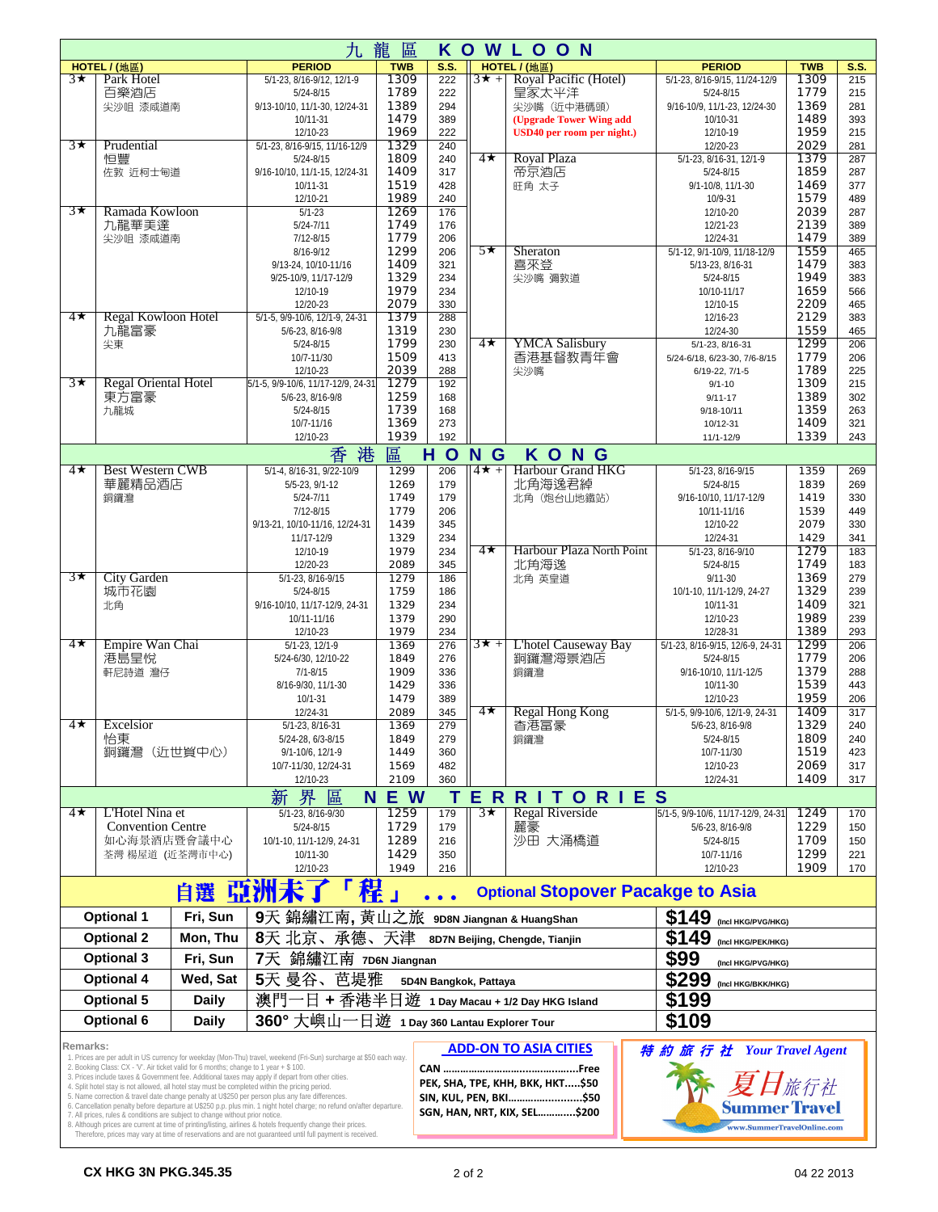## 九龍區 KOWLOON

| HOTEL / (地區) | | PERIOD | TWB | S.S. | HOTEL / (地區) | | PERIOD | TWB | S.S. |
|---|---|---|---|---|---|---|---|---|---|
| 3★ | Park Hotel | 5/1-23, 8/16-9/12, 12/1-9 | 1309 | 222 | 3★ + | Royal Pacific (Hotel) | 5/1-23, 8/16-9/15, 11/24-12/9 | 1309 | 215 |
| | 百樂酒店 | 5/24-8/15 | 1789 | 222 | | 皇家太平洋 | 5/24-8/15 | 1779 | 215 |
| | 尖沙咀 漆咸道南 | 9/13-10/10, 11/1-30, 12/24-31 | 1389 | 294 | | 尖沙嘴（近中港碼頭） | 9/16-10/9, 11/1-23, 12/24-30 | 1369 | 281 |
| | | 10/11-31 | 1479 | 389 | | **(Upgrade Tower Wing add** | 10/10-31 | 1489 | 393 |
| | | 12/10-23 | 1969 | 222 | | **USD40 per room per night.)** | 12/10-19 | 1959 | 215 |
| 3★ | Prudential | 5/1-23, 8/16-9/15, 11/16-12/9 | 1329 | 240 | | | 12/20-23 | 2029 | 281 |
| | 恒豐 | 5/24-8/15 | 1809 | 240 | 4★ | Royal Plaza | 5/1-23, 8/16-31, 12/1-9 | 1379 | 287 |
| | 佐敦 近柯士甸道 | 9/16-10/10, 11/1-15, 12/24-31 | 1409 | 317 | | 帝京酒店 | 5/24-8/15 | 1859 | 287 |
| | | 10/11-31 | 1519 | 428 | | 旺角 太子 | 9/1-10/8, 11/1-30 | 1469 | 377 |
| | | 12/10-21 | 1989 | 240 | | | 10/9-31 | 1579 | 489 |
| 3★ | Ramada Kowloon | 5/1-23 | 1269 | 176 | | | 12/10-20 | 2039 | 287 |
| | 九龍華美達 | 5/24-7/11 | 1749 | 176 | | | 12/21-23 | 2139 | 389 |
| | 尖沙咀 漆咸道南 | 7/12-8/15 | 1779 | 206 | | | 12/24-31 | 1479 | 389 |
| | | 8/16-9/12 | 1299 | 206 | 5★ | Sheraton | 5/1-12, 9/1-10/9, 11/18-12/9 | 1559 | 465 |
| | | 9/13-24, 10/10-11/16 | 1409 | 321 | | 喜來登 | 5/13-23, 8/16-31 | 1479 | 383 |
| | | 9/25-10/9, 11/17-12/9 | 1329 | 234 | | 尖沙嘴 彌敦道 | 5/24-8/15 | 1949 | 383 |
| | | 12/10-19 | 1979 | 234 | | | 10/10-11/17 | 1659 | 566 |
| | | 12/20-23 | 2079 | 330 | | | 12/10-15 | 2209 | 465 |
| 4★ | Regal Kowloon Hotel | 5/1-5, 9/9-10/6, 12/1-9, 24-31 | 1379 | 288 | | | 12/16-23 | 2129 | 383 |
| | 九龍富豪 | 5/6-23, 8/16-9/8 | 1319 | 230 | | | 12/24-30 | 1559 | 465 |
| | 尖東 | 5/24-8/15 | 1799 | 230 | 4★ | YMCA Salisbury | 5/1-23, 8/16-31 | 1299 | 206 |
| | | 10/7-11/30 | 1509 | 413 | | 香港基督教青年會 | 5/24-6/18, 6/23-30, 7/6-8/15 | 1779 | 206 |
| | | 12/10-23 | 2039 | 288 | | 尖沙嘴 | 6/19-22, 7/1-5 | 1789 | 225 |
| 3★ | Regal Oriental Hotel | 5/1-5, 9/9-10/6, 11/17-12/9, 24-31 | 1279 | 192 | | | 9/1-10 | 1309 | 215 |
| | 東方富豪 | 5/6-23, 8/16-9/8 | 1259 | 168 | | | 9/11-17 | 1389 | 302 |
| | 九龍城 | 5/24-8/15 | 1739 | 168 | | | 9/18-10/11 | 1359 | 263 |
| | | 10/7-11/16 | 1369 | 273 | | | 10/12-31 | 1409 | 321 |
| | | 12/10-23 | 1939 | 192 | | | 11/1-12/9 | 1339 | 243 |

## 香港區 HONG KONG

| HOTEL / (地區) | | PERIOD | TWB | S.S. | HOTEL / (地區) | | PERIOD | TWB | S.S. |
|---|---|---|---|---|---|---|---|---|---|
| 4★ | Best Western CWB | 5/1-4, 8/16-31, 9/22-10/9 | 1299 | 206 | 4★ + | Harbour Grand HKG | 5/1-23, 8/16-9/15 | 1359 | 269 |
| | 華麗精品酒店 | 5/5-23, 9/1-12 | 1269 | 179 | | 北角海逸君綽 | 5/24-8/15 | 1839 | 269 |
| | 銅鑼灣 | 5/24-7/11 | 1749 | 179 | | 北角（炮台山地鐵站） | 9/16-10/10, 11/17-12/9 | 1419 | 330 |
| | | 7/12-8/15 | 1779 | 206 | | | 10/11-11/16 | 1539 | 449 |
| | | 9/13-21, 10/10-11/16, 12/24-31 | 1439 | 345 | | | 12/10-22 | 2079 | 330 |
| | | 11/17-12/9 | 1329 | 234 | | | 12/24-31 | 1429 | 341 |
| | | 12/10-19 | 1979 | 234 | 4★ | Harbour Plaza North Point | 5/1-23, 8/16-9/10 | 1279 | 183 |
| | | 12/20-23 | 2089 | 345 | | 北角海逸 | 5/24-8/15 | 1749 | 183 |
| 3★ | City Garden | 5/1-23, 8/16-9/15 | 1279 | 186 | | 北角 英皇道 | 9/11-30 | 1369 | 279 |
| | 城市花園 | 5/24-8/15 | 1759 | 186 | | | 10/1-10, 11/1-12/9, 24-27 | 1329 | 239 |
| | 北角 | 9/16-10/10, 11/17-12/9, 24-31 | 1329 | 234 | | | 10/11-31 | 1409 | 321 |
| | | 10/11-11/16 | 1379 | 290 | | | 12/10-23 | 1989 | 239 |
| | | 12/10-23 | 1979 | 234 | | | 12/28-31 | 1389 | 293 |
| 4★ | Empire Wan Chai | 5/1-23, 12/1-9 | 1369 | 276 | 3★ + | L'hotel Causeway Bay | 5/1-23, 8/16-9/15, 12/6-9, 24-31 | 1299 | 206 |
| | 港島皇悅 | 5/24-6/30, 12/10-22 | 1849 | 276 | | 銅鑼灣海景酒店 | 5/24-8/15 | 1779 | 206 |
| | 軒尼詩道 灣仔 | 7/1-8/15 | 1909 | 336 | | 銅鑼灣 | 9/16-10/10, 11/1-12/5 | 1379 | 288 |
| | | 8/16-9/30, 11/1-30 | 1429 | 336 | | | 10/11-30 | 1539 | 443 |
| | | 10/1-31 | 1479 | 389 | | | 12/10-23 | 1959 | 206 |
| | | 12/24-31 | 2089 | 345 | 4★ | Regal Hong Kong | 5/1-5, 9/9-10/6, 12/1-9, 24-31 | 1409 | 317 |
| 4★ | Excelsior | 5/1-23, 8/16-31 | 1369 | 279 | | 香港富豪 | 5/6-23, 8/16-9/8 | 1329 | 240 |
| | 怡東 | 5/24-28, 6/3-8/15 | 1849 | 279 | | 銅鑼灣 | 5/24-8/15 | 1809 | 240 |
| | 銅鑼灣（近世貿中心） | 9/1-10/6, 12/1-9 | 1449 | 360 | | | 10/7-11/30 | 1519 | 423 |
| | | 10/7-11/30, 12/24-31 | 1569 | 482 | | | 12/10-23 | 2069 | 317 |
| | | 12/10-23 | 2109 | 360 | | | 12/24-31 | 1409 | 317 |

## 新界區 NEW TERRITORIES

| HOTEL / (地區) | | PERIOD | TWB | S.S. | HOTEL / (地區) | | PERIOD | TWB | S.S. |
|---|---|---|---|---|---|---|---|---|---|
| 4★ | L'Hotel Nina et Convention Centre | 5/1-23, 8/16-9/30 | 1259 | 179 | 3★ | Regal Riverside | 5/1-5, 9/9-10/6, 11/17-12/9, 24-31 | 1249 | 170 |
| | 如心海景酒店暨會議中心 | 5/24-8/15 | 1729 | 179 | | 麗豪 | 5/6-23, 8/16-9/8 | 1229 | 150 |
| | 荃灣 楊屋道（近荃灣市中心） | 10/1-10, 11/1-12/9, 24-31 | 1289 | 216 | | 沙田 大涌橋道 | 5/24-8/15 | 1709 | 150 |
| | | 10/11-30 | 1429 | 350 | | | 10/7-11/16 | 1299 | 221 |
| | | 12/10-23 | 1949 | 216 | | | 12/10-23 | 1909 | 170 |

## 自選 亞洲未了「程」... Optional Stopover Pacakge to Asia

| | | | |
|---|---|---|---|
| **Optional 1** | **Fri, Sun** | **9天 錦繡江南, 黃山之旅** 9D8N Jiangnan & HuangShan | **$149** (Incl HKG/PVG/HKG) |
| **Optional 2** | **Mon, Thu** | **8天 北京、承德、天津** 8D7N Beijing, Chengde, Tianjin | **$149** (Incl HKG/PEK/HKG) |
| **Optional 3** | **Fri, Sun** | **7天 錦繡江南** 7D6N Jiangnan | **$99** (Incl HKG/PVG/HKG) |
| **Optional 4** | **Wed, Sat** | **5天 曼谷、芭堤雅** 5D4N Bangkok, Pattaya | **$299** (Incl HKG/BKK/HKG) |
| **Optional 5** | **Daily** | **澳門一日 + 香港半日遊** 1 Day Macau + 1/2 Day HKG Island | **$199** |
| **Optional 6** | **Daily** | **360° 大嶼山一日遊** 1 Day 360 Lantau Explorer Tour | **$109** |

**Remarks:**

1. Prices are per adult in US currency for weekday (Mon-Thu) travel, weekend (Fri-Sun) surcharge at $50 each way.
2. Booking Class: CX - 'V'. Air ticket valid for 6 months; change to 1 year + $ 100.
3. Prices include taxes & Government fee. Additional taxes may apply if depart from other cities.
4. Split hotel stay is not allowed, all hotel stay must be completed within the pricing period.
5. Name correction & travel date change penalty at US$250 per person plus any fare differences.
6. Cancellation penalty before departure at US$250 p.p. plus min. 1 night hotel charge; no refund on/after departure.
7. All prices, rules & conditions are subject to change without prior notice.
8. Although prices are current at time of printing/listing, airlines & hotels frequently change their prices. Therefore, prices may vary at time of reservations and are not guaranteed until full payment is received.

**ADD-ON TO ASIA CITIES**

- CAN ............................................Free
- PEK, SHA, TPE, KHH, BKK, HKT.....$50
- SIN, KUL, PEN, BKI.........................$50
- SGN, HAN, NRT, KIX, SEL.............$200

**特約旅行社 Your Travel Agent**

夏日旅行社 Summer Travel

www.SummerTravelOnline.com

CX HKG 3N PKG.345.35 — 04 22 2013